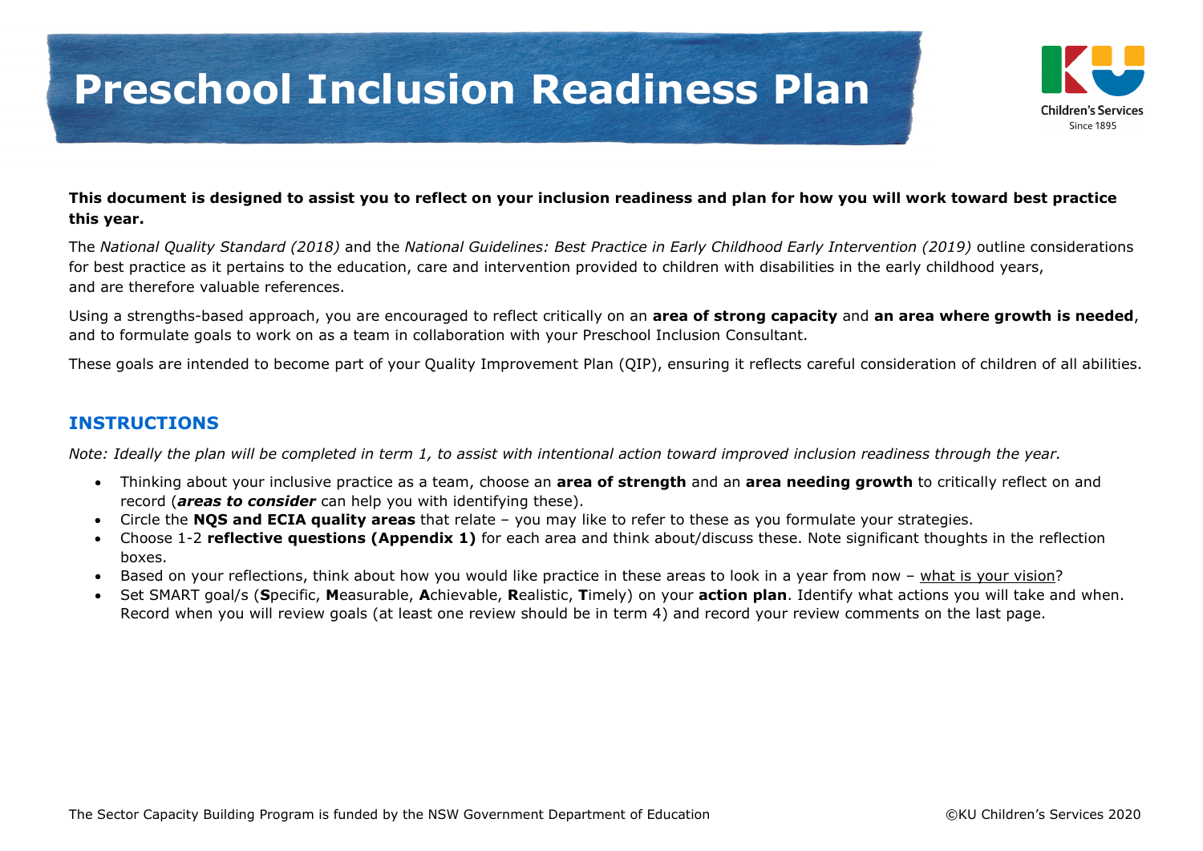# Preschool Inclusion Readiness Plan

**This document is designed to assist you to reflect on your inclusion readiness and plan for how you will work toward best practice this year.**

The *National Quality Standard (2018)* and the *National Guidelines: Best Practice in Early Childhood Early Intervention (2019)* outline considerations for best practice as it pertains to the education, care and intervention provided to children with disabilities in the early childhood years, and are therefore valuable references.

Using a strengths-based approach, you are encouraged to reflect critically on an **area of strong capacity** and **an area where growth is needed**, and to formulate goals to work on as a team in collaboration with your Preschool Inclusion Consultant.

These goals are intended to become part of your Quality Improvement Plan (QIP), ensuring it reflects careful consideration of children of all abilities.

## INSTRUCTIONS

*Note: Ideally the plan will be completed in term 1, to assist with intentional action toward improved inclusion readiness through the year.*

- Thinking about your inclusive practice as a team, choose an **area of strength** and an **area needing growth** to critically reflect on and record (***areas to consider*** can help you with identifying these).
- Circle the **NQS and ECIA quality areas** that relate – you may like to refer to these as you formulate your strategies.
- Choose 1-2 **reflective questions (Appendix 1)** for each area and think about/discuss these. Note significant thoughts in the reflection boxes.
- Based on your reflections, think about how you would like practice in these areas to look in a year from now – what is your vision?
- Set SMART goal/s (**S**pecific, **M**easurable, **A**chievable, **R**ealistic, **T**imely) on your **action plan**. Identify what actions you will take and when. Record when you will review goals (at least one review should be in term 4) and record your review comments on the last page.

The Sector Capacity Building Program is funded by the NSW Government Department of Education

©KU Children's Services 2020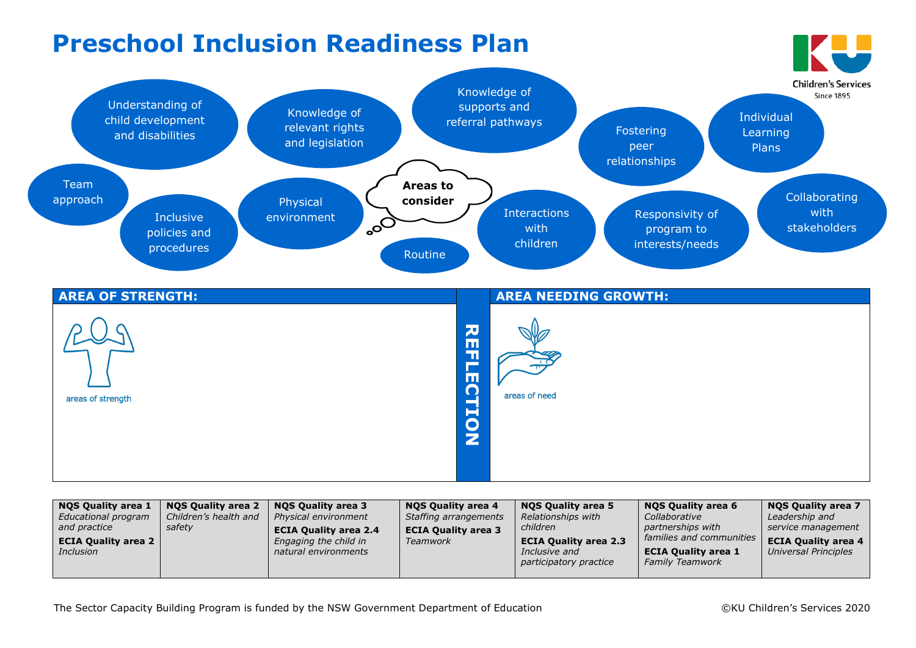# Preschool Inclusion Readiness Plan

**Areas to consider**

- Understanding of child development and disabilities
- Knowledge of relevant rights and legislation
- Knowledge of supports and referral pathways
- Fostering peer relationships
- Individual Learning Plans
- Team approach
- Inclusive policies and procedures
- Physical environment
- Routine
- Interactions with children
- Responsivity of program to interests/needs
- Collaborating with stakeholders

| AREA OF STRENGTH: | REFLECTION | AREA NEEDING GROWTH: |
|---|---|---|
| areas of strength | | areas of need |

| NQS Quality area 1 | NQS Quality area 2 | NQS Quality area 3 | NQS Quality area 4 | NQS Quality area 5 | NQS Quality area 6 | NQS Quality area 7 |
|---|---|---|---|---|---|---|
| *Educational program and practice* | *Children's health and safety* | *Physical environment* | *Staffing arrangements* | *Relationships with children* | *Collaborative partnerships with families and communities* | *Leadership and service management* |
| **ECIA Quality area 2** *Inclusion* | | **ECIA Quality area 2.4** *Engaging the child in natural environments* | **ECIA Quality area 3** *Teamwork* | **ECIA Quality area 2.3** *Inclusive and participatory practice* | **ECIA Quality area 1** *Family Teamwork* | **ECIA Quality area 4** *Universal Principles* |

The Sector Capacity Building Program is funded by the NSW Government Department of Education

©KU Children's Services 2020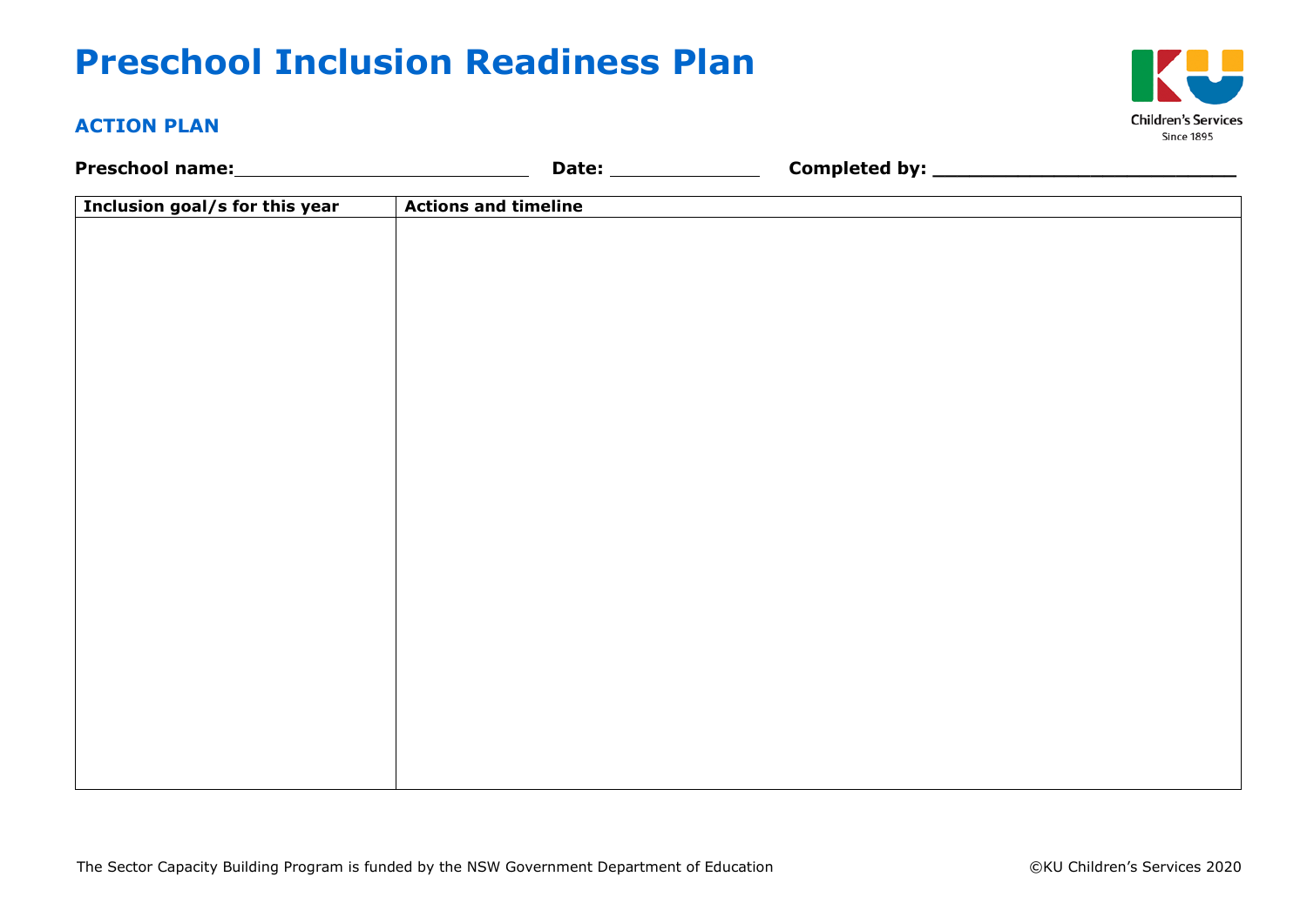# Preschool Inclusion Readiness Plan

## ACTION PLAN

**Preschool name:**\_\_\_\_\_\_\_\_\_\_\_\_\_\_\_\_\_\_\_\_\_\_\_\_\_\_ **Date:** \_\_\_\_\_\_\_\_\_\_\_\_\_ **Completed by:** \_\_\_\_\_\_\_\_\_\_\_\_\_\_\_\_\_\_\_\_\_\_\_\_\_\_

| Inclusion goal/s for this year | Actions and timeline |
| --- | --- |
| | |

The Sector Capacity Building Program is funded by the NSW Government Department of Education

©KU Children's Services 2020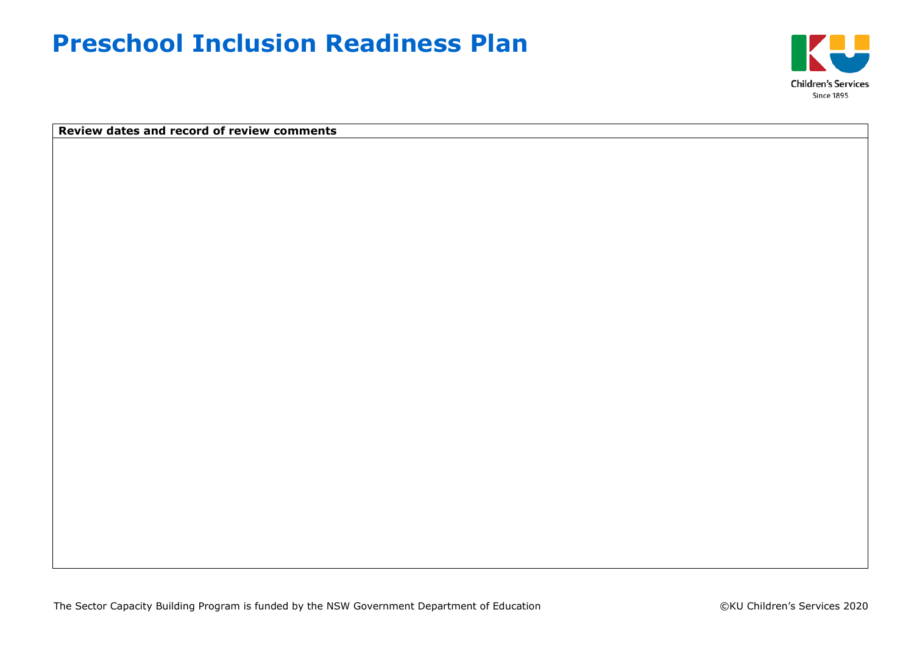# Preschool Inclusion Readiness Plan

| Review dates and record of review comments |
| --- |
| |

The Sector Capacity Building Program is funded by the NSW Government Department of Education

©KU Children's Services 2020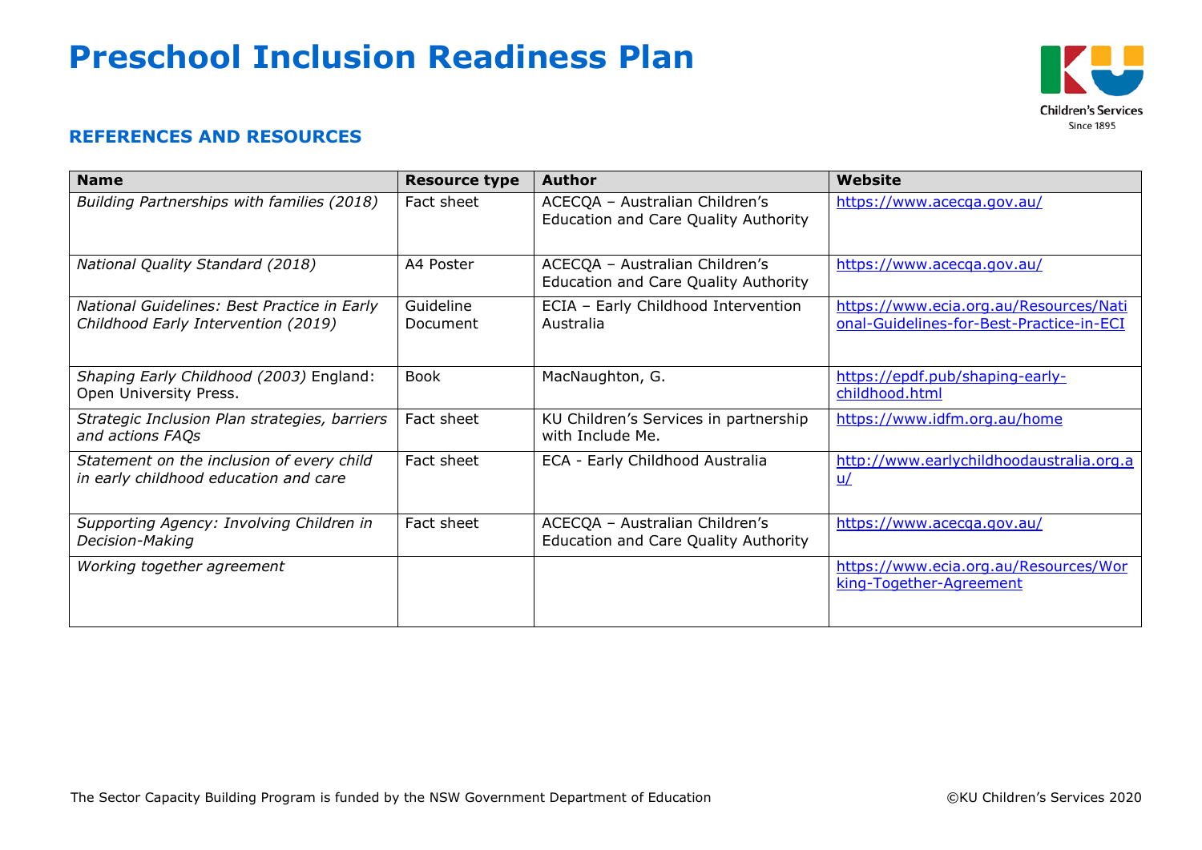# Preschool Inclusion Readiness Plan

## REFERENCES AND RESOURCES

| Name | Resource type | Author | Website |
|---|---|---|---|
| *Building Partnerships with families (2018)* | Fact sheet | ACECQA – Australian Children's Education and Care Quality Authority | https://www.acecqa.gov.au/ |
| *National Quality Standard (2018)* | A4 Poster | ACECQA – Australian Children's Education and Care Quality Authority | https://www.acecqa.gov.au/ |
| *National Guidelines: Best Practice in Early Childhood Early Intervention (2019)* | Guideline Document | ECIA – Early Childhood Intervention Australia | https://www.ecia.org.au/Resources/National-Guidelines-for-Best-Practice-in-ECI |
| *Shaping Early Childhood (2003)* England: Open University Press. | Book | MacNaughton, G. | https://epdf.pub/shaping-early-childhood.html |
| *Strategic Inclusion Plan strategies, barriers and actions FAQs* | Fact sheet | KU Children's Services in partnership with Include Me. | https://www.idfm.org.au/home |
| *Statement on the inclusion of every child in early childhood education and care* | Fact sheet | ECA - Early Childhood Australia | http://www.earlychildhoodaustralia.org.au/ |
| *Supporting Agency: Involving Children in Decision-Making* | Fact sheet | ACECQA – Australian Children's Education and Care Quality Authority | https://www.acecqa.gov.au/ |
| *Working together agreement* | | | https://www.ecia.org.au/Resources/Working-Together-Agreement |

The Sector Capacity Building Program is funded by the NSW Government Department of Education

©KU Children's Services 2020